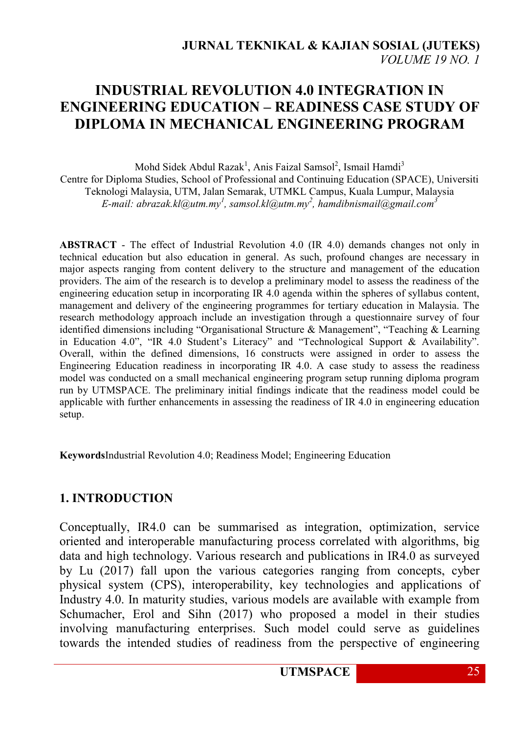# INDUSTRIAL REVOLUTION 4.0 INTEGRATION IN ENGINEERING EDUCATION – READINESS CASE STUDY OF DIPLOMA IN MECHANICAL ENGINEERING PROGRAM

Mohd Sidek Abdul Razak[1], Anis Faizal Samsol[2], Ismail Hamdi[3]

Centre for Diploma Studies, School of Professional and Continuing Education (SPACE), Universiti Teknologi Malaysia, UTM, Jalan Semarak, UTMKL Campus, Kuala Lumpur, Malaysia

*E-mail: abrazak.kl@utm.my[1], samsol.kl@utm.my[2], hamdibnismail@gmail.com[3]*

**ABSTRACT** - The effect of Industrial Revolution 4.0 (IR 4.0) demands changes not only in technical education but also education in general. As such, profound changes are necessary in major aspects ranging from content delivery to the structure and management of the education providers. The aim of the research is to develop a preliminary model to assess the readiness of the engineering education setup in incorporating IR 4.0 agenda within the spheres of syllabus content, management and delivery of the engineering programmes for tertiary education in Malaysia. The research methodology approach include an investigation through a questionnaire survey of four identified dimensions including "Organisational Structure & Management", "Teaching & Learning in Education 4.0", "IR 4.0 Student's Literacy" and "Technological Support & Availability". Overall, within the defined dimensions, 16 constructs were assigned in order to assess the Engineering Education readiness in incorporating IR 4.0. A case study to assess the readiness model was conducted on a small mechanical engineering program setup running diploma program run by UTMSPACE. The preliminary initial findings indicate that the readiness model could be applicable with further enhancements in assessing the readiness of IR 4.0 in engineering education setup.

**Keywords**Industrial Revolution 4.0; Readiness Model; Engineering Education

## 1. INTRODUCTION

Conceptually, IR4.0 can be summarised as integration, optimization, service oriented and interoperable manufacturing process correlated with algorithms, big data and high technology. Various research and publications in IR4.0 as surveyed by Lu (2017) fall upon the various categories ranging from concepts, cyber physical system (CPS), interoperability, key technologies and applications of Industry 4.0. In maturity studies, various models are available with example from Schumacher, Erol and Sihn (2017) who proposed a model in their studies involving manufacturing enterprises. Such model could serve as guidelines towards the intended studies of readiness from the perspective of engineering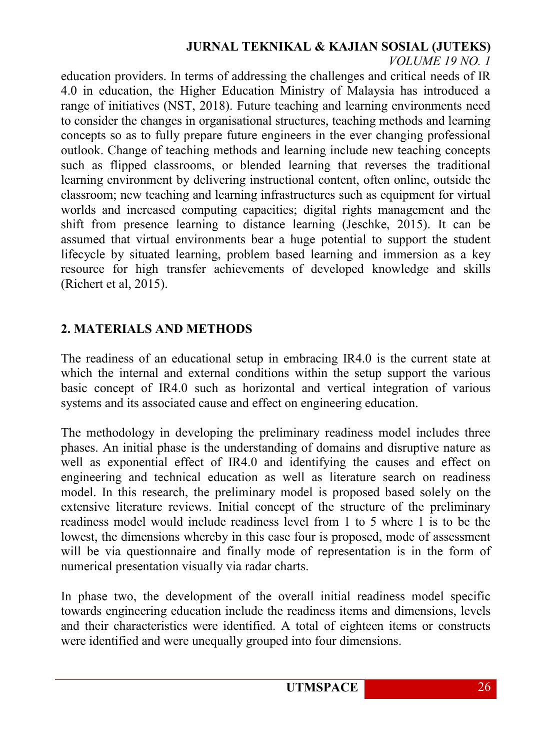education providers. In terms of addressing the challenges and critical needs of IR 4.0 in education, the Higher Education Ministry of Malaysia has introduced a range of initiatives (NST, 2018). Future teaching and learning environments need to consider the changes in organisational structures, teaching methods and learning concepts so as to fully prepare future engineers in the ever changing professional outlook. Change of teaching methods and learning include new teaching concepts such as flipped classrooms, or blended learning that reverses the traditional learning environment by delivering instructional content, often online, outside the classroom; new teaching and learning infrastructures such as equipment for virtual worlds and increased computing capacities; digital rights management and the shift from presence learning to distance learning (Jeschke, 2015). It can be assumed that virtual environments bear a huge potential to support the student lifecycle by situated learning, problem based learning and immersion as a key resource for high transfer achievements of developed knowledge and skills (Richert et al, 2015).

## 2. MATERIALS AND METHODS

The readiness of an educational setup in embracing IR4.0 is the current state at which the internal and external conditions within the setup support the various basic concept of IR4.0 such as horizontal and vertical integration of various systems and its associated cause and effect on engineering education.

The methodology in developing the preliminary readiness model includes three phases. An initial phase is the understanding of domains and disruptive nature as well as exponential effect of IR4.0 and identifying the causes and effect on engineering and technical education as well as literature search on readiness model. In this research, the preliminary model is proposed based solely on the extensive literature reviews. Initial concept of the structure of the preliminary readiness model would include readiness level from 1 to 5 where 1 is to be the lowest, the dimensions whereby in this case four is proposed, mode of assessment will be via questionnaire and finally mode of representation is in the form of numerical presentation visually via radar charts.

In phase two, the development of the overall initial readiness model specific towards engineering education include the readiness items and dimensions, levels and their characteristics were identified. A total of eighteen items or constructs were identified and were unequally grouped into four dimensions.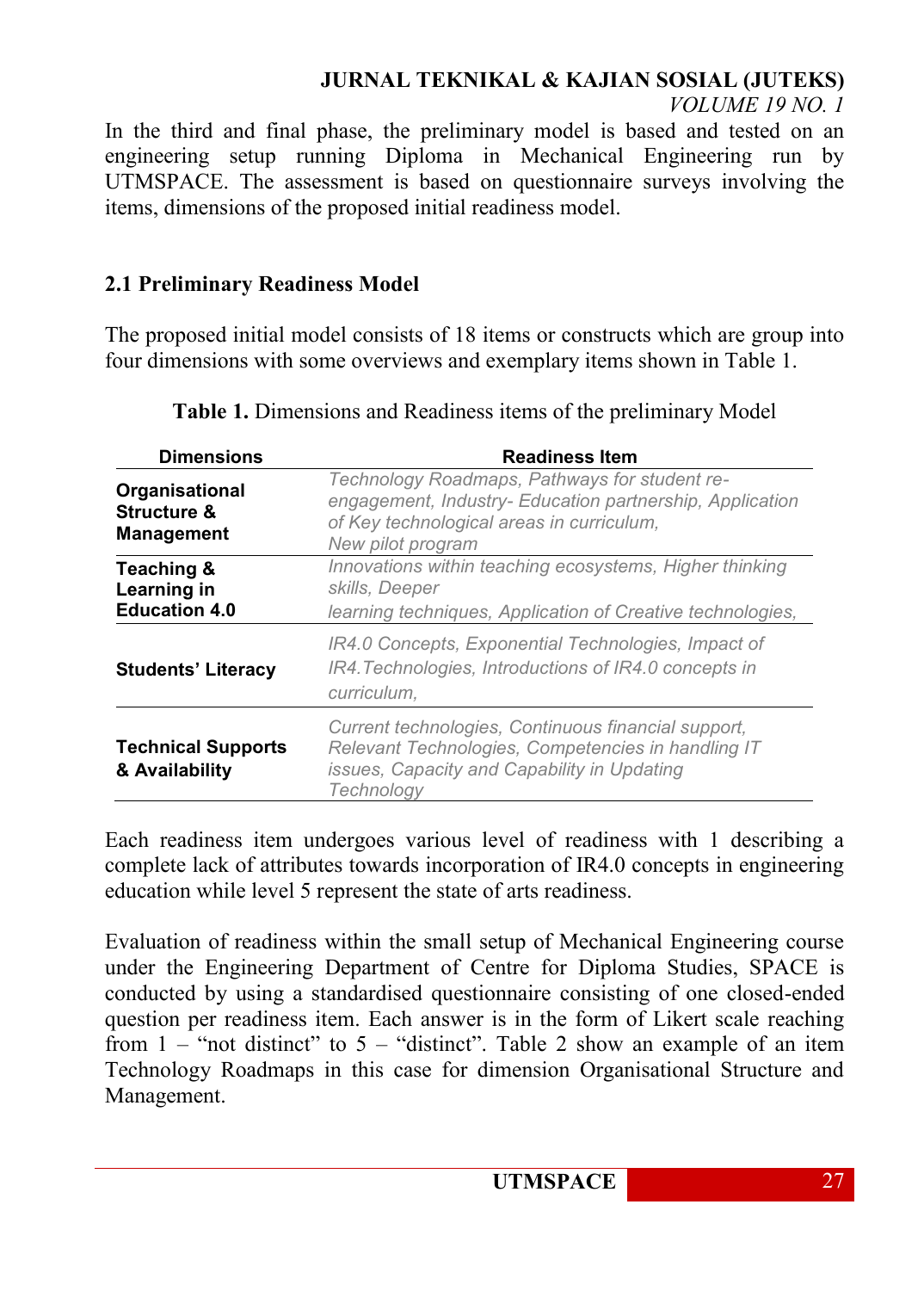In the third and final phase, the preliminary model is based and tested on an engineering setup running Diploma in Mechanical Engineering run by UTMSPACE. The assessment is based on questionnaire surveys involving the items, dimensions of the proposed initial readiness model.

## 2.1 Preliminary Readiness Model

The proposed initial model consists of 18 items or constructs which are group into four dimensions with some overviews and exemplary items shown in Table 1.

**Table 1.** Dimensions and Readiness items of the preliminary Model

| Dimensions | Readiness Item |
|---|---|
| **Organisational Structure & Management** | *Technology Roadmaps, Pathways for student re-engagement, Industry- Education partnership, Application of Key technological areas in curriculum, New pilot program* |
| **Teaching & Learning in Education 4.0** | *Innovations within teaching ecosystems, Higher thinking skills, Deeper learning techniques, Application of Creative technologies,* |
| **Students' Literacy** | *IR4.0 Concepts, Exponential Technologies, Impact of IR4.Technologies, Introductions of IR4.0 concepts in curriculum,* |
| **Technical Supports & Availability** | *Current technologies, Continuous financial support, Relevant Technologies, Competencies in handling IT issues, Capacity and Capability in Updating Technology* |

Each readiness item undergoes various level of readiness with 1 describing a complete lack of attributes towards incorporation of IR4.0 concepts in engineering education while level 5 represent the state of arts readiness.

Evaluation of readiness within the small setup of Mechanical Engineering course under the Engineering Department of Centre for Diploma Studies, SPACE is conducted by using a standardised questionnaire consisting of one closed-ended question per readiness item. Each answer is in the form of Likert scale reaching from 1 – "not distinct" to 5 – "distinct". Table 2 show an example of an item Technology Roadmaps in this case for dimension Organisational Structure and Management.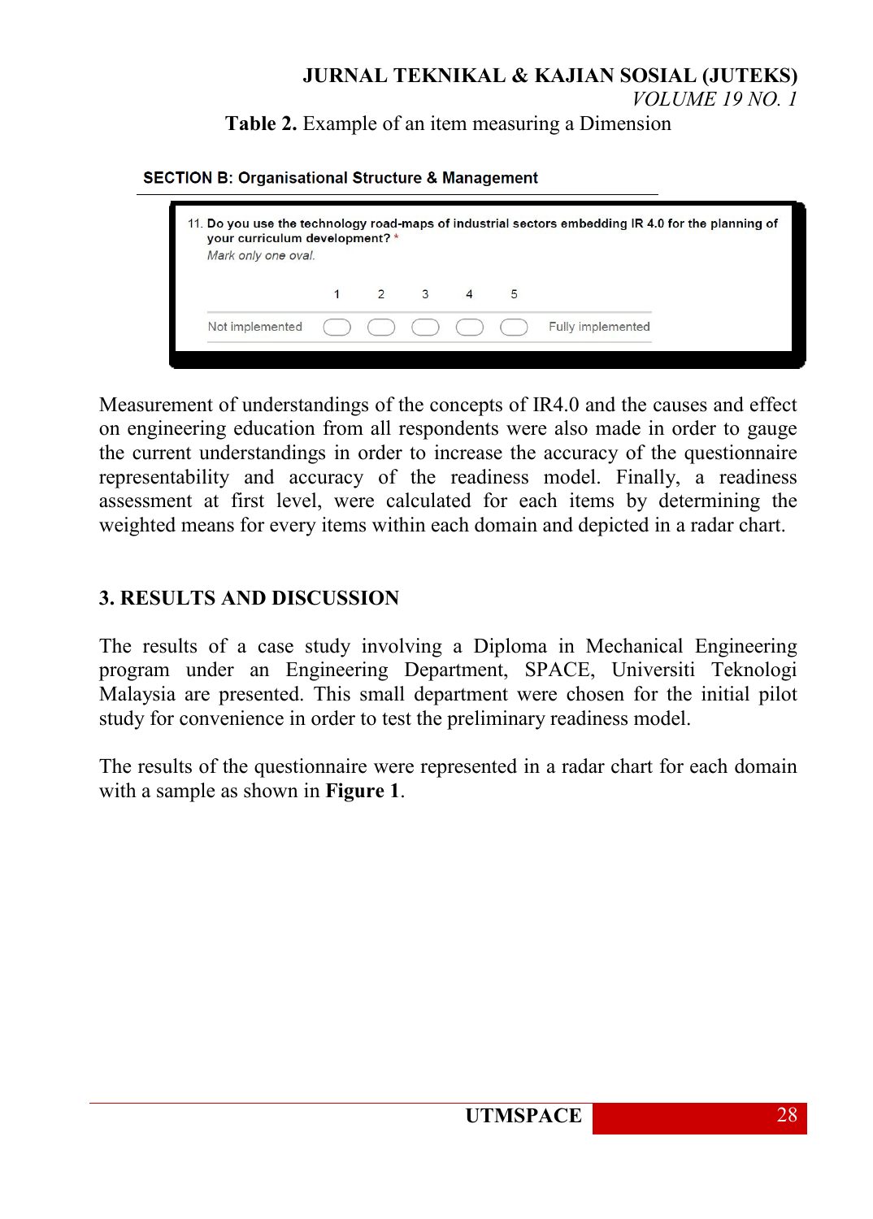**Table 2.** Example of an item measuring a Dimension

**SECTION B: Organisational Structure & Management**

11. **Do you use the technology road-maps of industrial sectors embedding IR 4.0 for the planning of your curriculum development?** *

*Mark only one oval.*

| | 1 | 2 | 3 | 4 | 5 | |
|---|---|---|---|---|---|---|
| Not implemented | ◯ | ◯ | ◯ | ◯ | ◯ | Fully implemented |

Measurement of understandings of the concepts of IR4.0 and the causes and effect on engineering education from all respondents were also made in order to gauge the current understandings in order to increase the accuracy of the questionnaire representability and accuracy of the readiness model. Finally, a readiness assessment at first level, were calculated for each items by determining the weighted means for every items within each domain and depicted in a radar chart.

## 3. RESULTS AND DISCUSSION

The results of a case study involving a Diploma in Mechanical Engineering program under an Engineering Department, SPACE, Universiti Teknologi Malaysia are presented. This small department were chosen for the initial pilot study for convenience in order to test the preliminary readiness model.

The results of the questionnaire were represented in a radar chart for each domain with a sample as shown in **Figure 1**.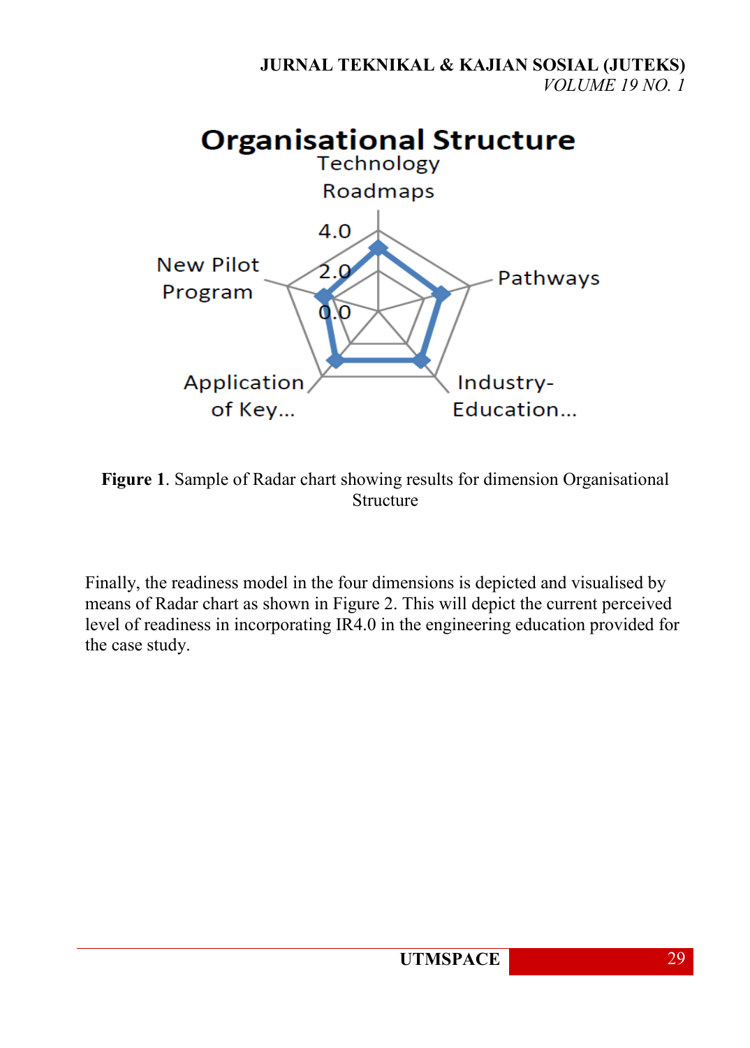Organisational Structure

Technology Roadmaps

4.0

2.0

0.0

Pathways

Industry-Education...

Application of Key...

New Pilot Program

**Figure 1**. Sample of Radar chart showing results for dimension Organisational Structure

Finally, the readiness model in the four dimensions is depicted and visualised by means of Radar chart as shown in Figure 2. This will depict the current perceived level of readiness in incorporating IR4.0 in the engineering education provided for the case study.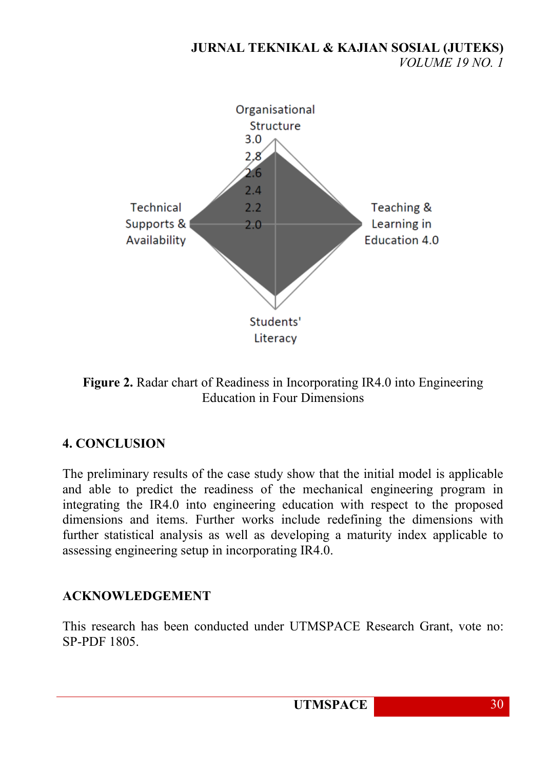Organisational Structure

3.0

2.8

2.6

2.4

2.2

2.0

Teaching & Learning in Education 4.0

Students' Literacy

Technical Supports & Availability

**Figure 2.** Radar chart of Readiness in Incorporating IR4.0 into Engineering Education in Four Dimensions

## 4. CONCLUSION

The preliminary results of the case study show that the initial model is applicable and able to predict the readiness of the mechanical engineering program in integrating the IR4.0 into engineering education with respect to the proposed dimensions and items. Further works include redefining the dimensions with further statistical analysis as well as developing a maturity index applicable to assessing engineering setup in incorporating IR4.0.

## ACKNOWLEDGEMENT

This research has been conducted under UTMSPACE Research Grant, vote no: SP-PDF 1805.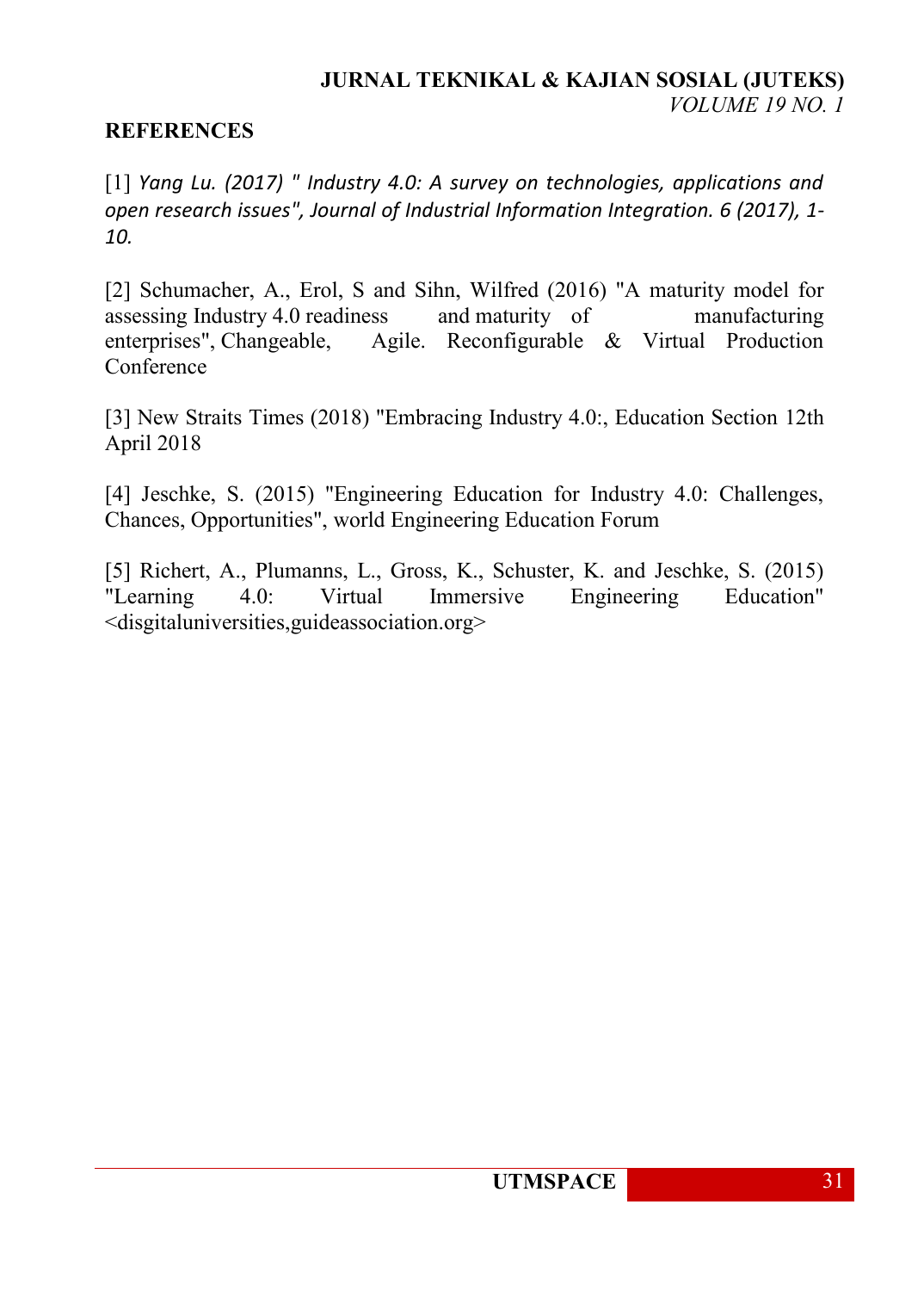## REFERENCES

[1] *Yang Lu. (2017) " Industry 4.0: A survey on technologies, applications and open research issues", Journal of Industrial Information Integration. 6 (2017), 1-10.*

[2] Schumacher, A., Erol, S and Sihn, Wilfred (2016) "A maturity model for assessing Industry 4.0 readiness and maturity of manufacturing enterprises", Changeable, Agile. Reconfigurable & Virtual Production Conference

[3] New Straits Times (2018) "Embracing Industry 4.0:, Education Section 12th April 2018

[4] Jeschke, S. (2015) "Engineering Education for Industry 4.0: Challenges, Chances, Opportunities", world Engineering Education Forum

[5] Richert, A., Plumanns, L., Gross, K., Schuster, K. and Jeschke, S. (2015) "Learning 4.0: Virtual Immersive Engineering Education" <disgitaluniversities,guideassociation.org>